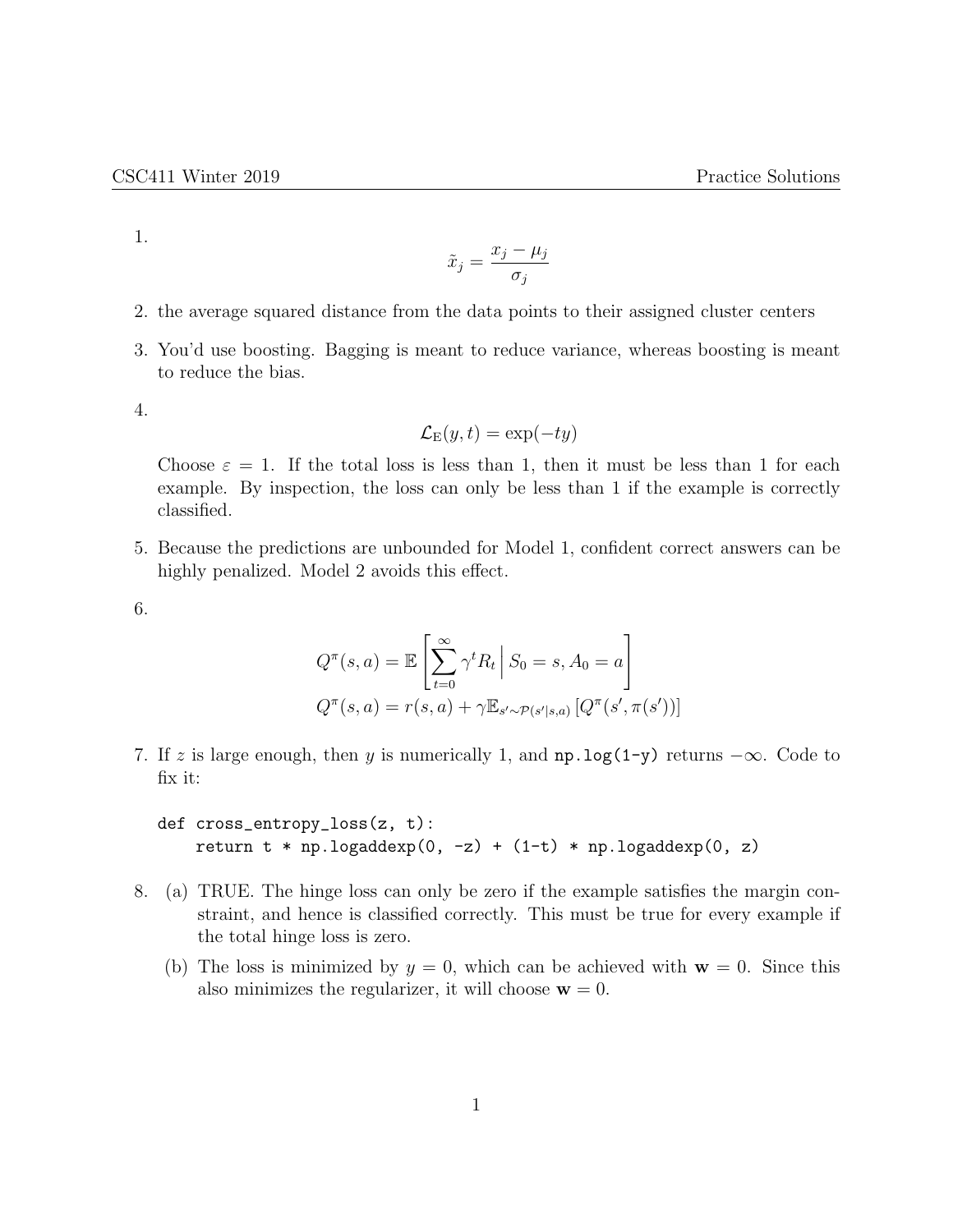1.
$$\tilde{x}_j = \frac{x_j - \mu_j}{\sigma_j}$$

2. the average squared distance from the data points to their assigned cluster centers

3. You'd use boosting. Bagging is meant to reduce variance, whereas boosting is meant to reduce the bias.

4.
$$\mathcal{L}_{\mathrm{E}}(y, t) = \exp(-ty)$$

   Choose $\varepsilon = 1$. If the total loss is less than 1, then it must be less than 1 for each example. By inspection, the loss can only be less than 1 if the example is correctly classified.

5. Because the predictions are unbounded for Model 1, confident correct answers can be highly penalized. Model 2 avoids this effect.

6.
$$Q^\pi(s, a) = \mathbb{E}\left[\sum_{t=0}^{\infty} \gamma^t R_t \,\Big|\, S_0 = s, A_0 = a\right]$$
$$Q^\pi(s, a) = r(s, a) + \gamma \mathbb{E}_{s' \sim \mathcal{P}(s'|s,a)}\left[Q^\pi(s', \pi(s'))\right]$$

7. If $z$ is large enough, then $y$ is numerically 1, and `np.log(1-y)` returns $-\infty$. Code to fix it:

```
def cross_entropy_loss(z, t):
    return t * np.logaddexp(0, -z) + (1-t) * np.logaddexp(0, z)
```

8. (a) TRUE. The hinge loss can only be zero if the example satisfies the margin constraint, and hence is classified correctly. This must be true for every example if the total hinge loss is zero.

   (b) The loss is minimized by $y = 0$, which can be achieved with $\mathbf{w} = 0$. Since this also minimizes the regularizer, it will choose $\mathbf{w} = 0$.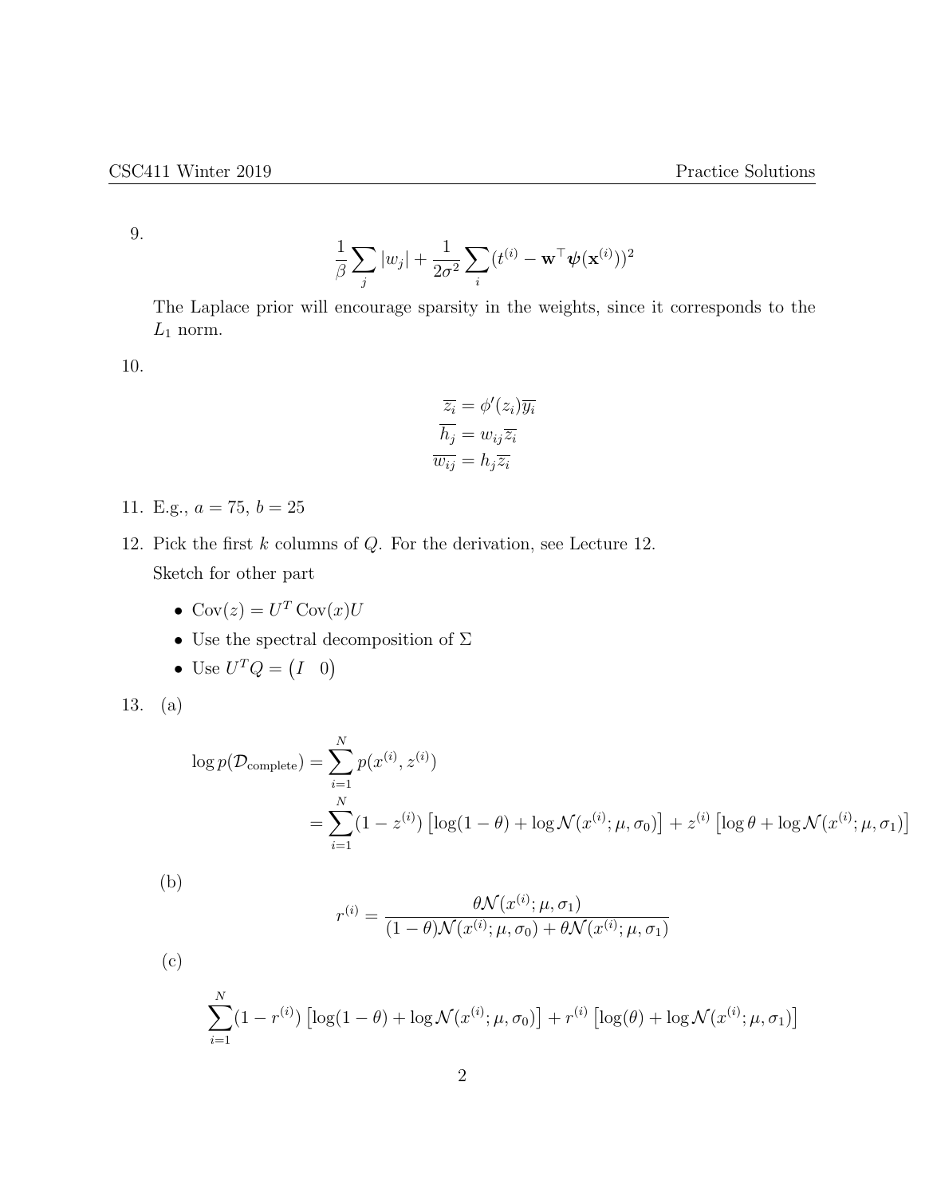9.

$$\frac{1}{\beta} \sum_j |w_j| + \frac{1}{2\sigma^2} \sum_i (t^{(i)} - \mathbf{w}^\top \boldsymbol{\psi}(\mathbf{x}^{(i)}))^2$$

The Laplace prior will encourage sparsity in the weights, since it corresponds to the $L_1$ norm.

10.

$$\begin{aligned}
\overline{z_i} &= \phi'(z_i)\overline{y_i} \\
\overline{h_j} &= w_{ij}\overline{z_i} \\
\overline{w_{ij}} &= h_j \overline{z_i}
\end{aligned}$$

11. E.g., $a = 75$, $b = 25$

12. Pick the first $k$ columns of $Q$. For the derivation, see Lecture 12.

    Sketch for other part

    - $\mathrm{Cov}(z) = U^T \mathrm{Cov}(x) U$
    - Use the spectral decomposition of $\Sigma$
    - Use $U^T Q = \begin{pmatrix} I & 0 \end{pmatrix}$

13. (a)

$$\begin{aligned}
\log p(\mathcal{D}_{\text{complete}}) &= \sum_{i=1}^{N} p(x^{(i)}, z^{(i)}) \\
&= \sum_{i=1}^{N} (1 - z^{(i)}) \left[ \log(1-\theta) + \log \mathcal{N}(x^{(i)}; \mu, \sigma_0) \right] + z^{(i)} \left[ \log \theta + \log \mathcal{N}(x^{(i)}; \mu, \sigma_1) \right]
\end{aligned}$$

(b)

$$r^{(i)} = \frac{\theta \mathcal{N}(x^{(i)}; \mu, \sigma_1)}{(1-\theta)\mathcal{N}(x^{(i)}; \mu, \sigma_0) + \theta \mathcal{N}(x^{(i)}; \mu, \sigma_1)}$$

(c)

$$\sum_{i=1}^{N} (1 - r^{(i)}) \left[ \log(1-\theta) + \log \mathcal{N}(x^{(i)}; \mu, \sigma_0) \right] + r^{(i)} \left[ \log(\theta) + \log \mathcal{N}(x^{(i)}; \mu, \sigma_1) \right]$$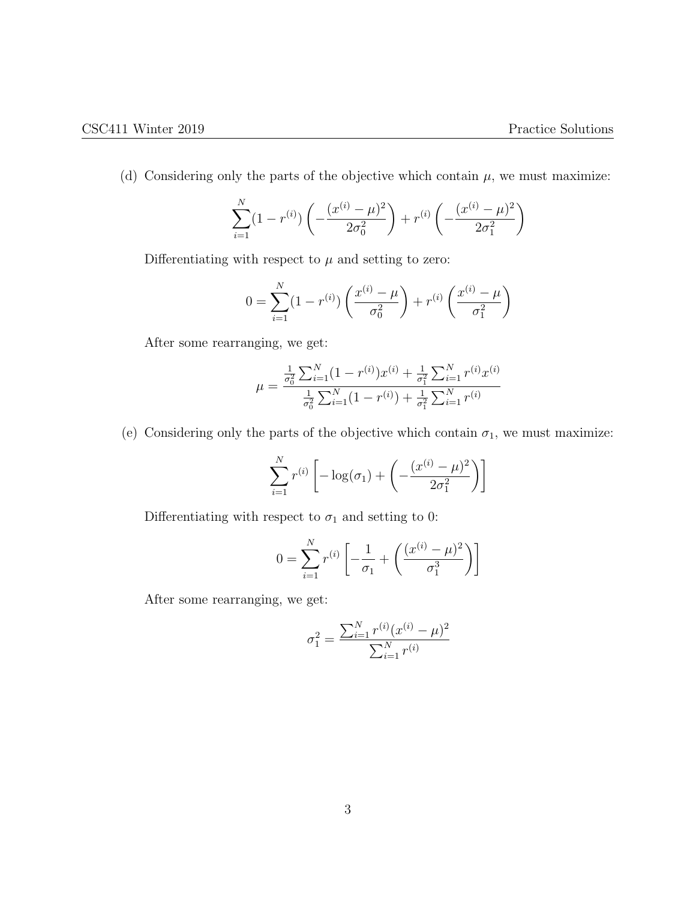(d) Considering only the parts of the objective which contain $\mu$, we must maximize:

$$\sum_{i=1}^{N}(1-r^{(i)})\left(-\frac{(x^{(i)}-\mu)^2}{2\sigma_0^2}\right)+r^{(i)}\left(-\frac{(x^{(i)}-\mu)^2}{2\sigma_1^2}\right)$$

Differentiating with respect to $\mu$ and setting to zero:

$$0=\sum_{i=1}^{N}(1-r^{(i)})\left(\frac{x^{(i)}-\mu}{\sigma_0^2}\right)+r^{(i)}\left(\frac{x^{(i)}-\mu}{\sigma_1^2}\right)$$

After some rearranging, we get:

$$\mu=\frac{\frac{1}{\sigma_0^2}\sum_{i=1}^{N}(1-r^{(i)})x^{(i)}+\frac{1}{\sigma_1^2}\sum_{i=1}^{N}r^{(i)}x^{(i)}}{\frac{1}{\sigma_0^2}\sum_{i=1}^{N}(1-r^{(i)})+\frac{1}{\sigma_1^2}\sum_{i=1}^{N}r^{(i)}}$$

(e) Considering only the parts of the objective which contain $\sigma_1$, we must maximize:

$$\sum_{i=1}^{N}r^{(i)}\left[-\log(\sigma_1)+\left(-\frac{(x^{(i)}-\mu)^2}{2\sigma_1^2}\right)\right]$$

Differentiating with respect to $\sigma_1$ and setting to 0:

$$0=\sum_{i=1}^{N}r^{(i)}\left[-\frac{1}{\sigma_1}+\left(\frac{(x^{(i)}-\mu)^2}{\sigma_1^3}\right)\right]$$

After some rearranging, we get:

$$\sigma_1^2=\frac{\sum_{i=1}^{N}r^{(i)}(x^{(i)}-\mu)^2}{\sum_{i=1}^{N}r^{(i)}}$$